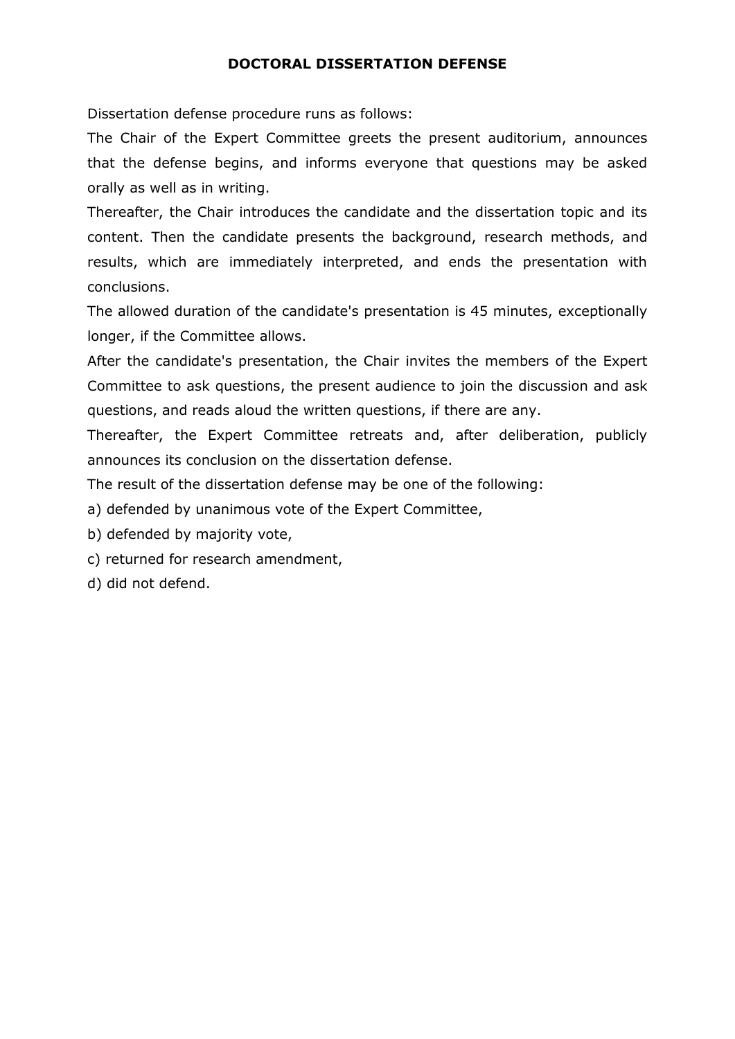# DOCTORAL DISSERTATION DEFENSE

Dissertation defense procedure runs as follows:

The Chair of the Expert Committee greets the present auditorium, announces that the defense begins, and informs everyone that questions may be asked orally as well as in writing.

Thereafter, the Chair introduces the candidate and the dissertation topic and its content. Then the candidate presents the background, research methods, and results, which are immediately interpreted, and ends the presentation with conclusions.

The allowed duration of the candidate's presentation is 45 minutes, exceptionally longer, if the Committee allows.

After the candidate's presentation, the Chair invites the members of the Expert Committee to ask questions, the present audience to join the discussion and ask questions, and reads aloud the written questions, if there are any.

Thereafter, the Expert Committee retreats and, after deliberation, publicly announces its conclusion on the dissertation defense.

The result of the dissertation defense may be one of the following:

a) defended by unanimous vote of the Expert Committee,

b) defended by majority vote,

c) returned for research amendment,

d) did not defend.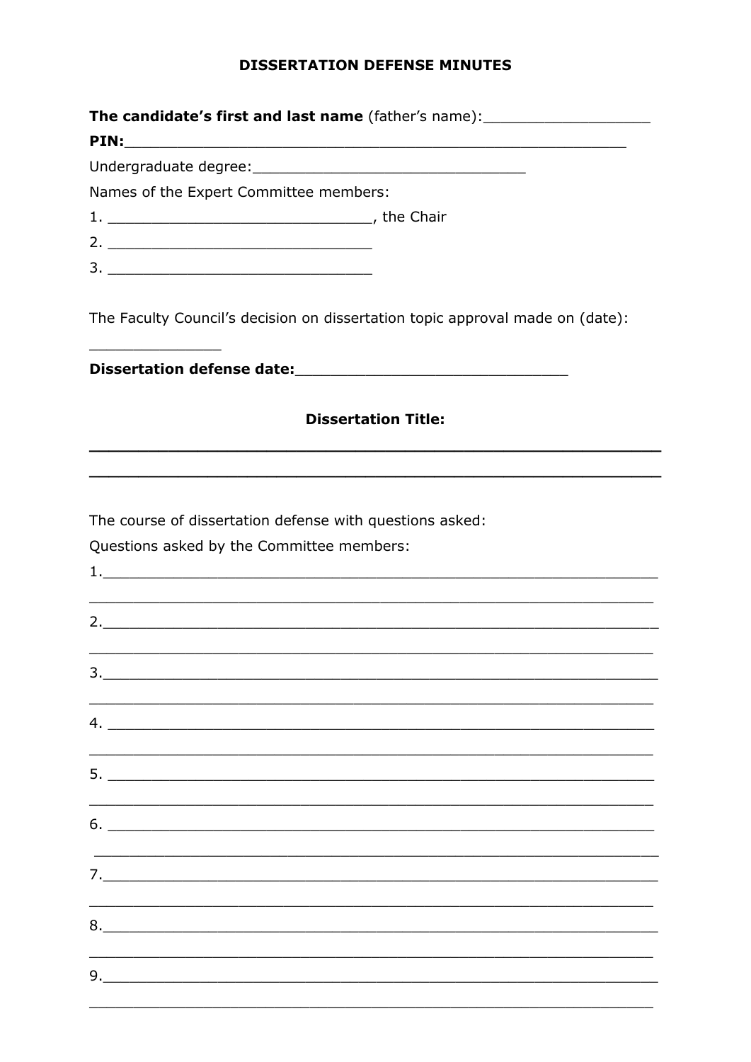**DISSERTATION DEFENSE MINUTES**

**The candidate's first and last name** (father's name):___________________

**PIN:**________________________________________________________

Undergraduate degree:_______________________________

Names of the Expert Committee members:

1. _____________________________, the Chair
2. _____________________________
3. _____________________________

The Faculty Council's decision on dissertation topic approval made on (date):

_______________

**Dissertation defense date:**______________________________

**Dissertation Title:**

______________________________________________________________

______________________________________________________________

The course of dissertation defense with questions asked:

Questions asked by the Committee members:

1.______________________________________________________________

______________________________________________________________

2.______________________________________________________________

______________________________________________________________

3.______________________________________________________________

______________________________________________________________

4. ______________________________________________________________

______________________________________________________________

5. ______________________________________________________________

______________________________________________________________

6. ______________________________________________________________

______________________________________________________________

7.______________________________________________________________

______________________________________________________________

8.______________________________________________________________

______________________________________________________________

9.______________________________________________________________

______________________________________________________________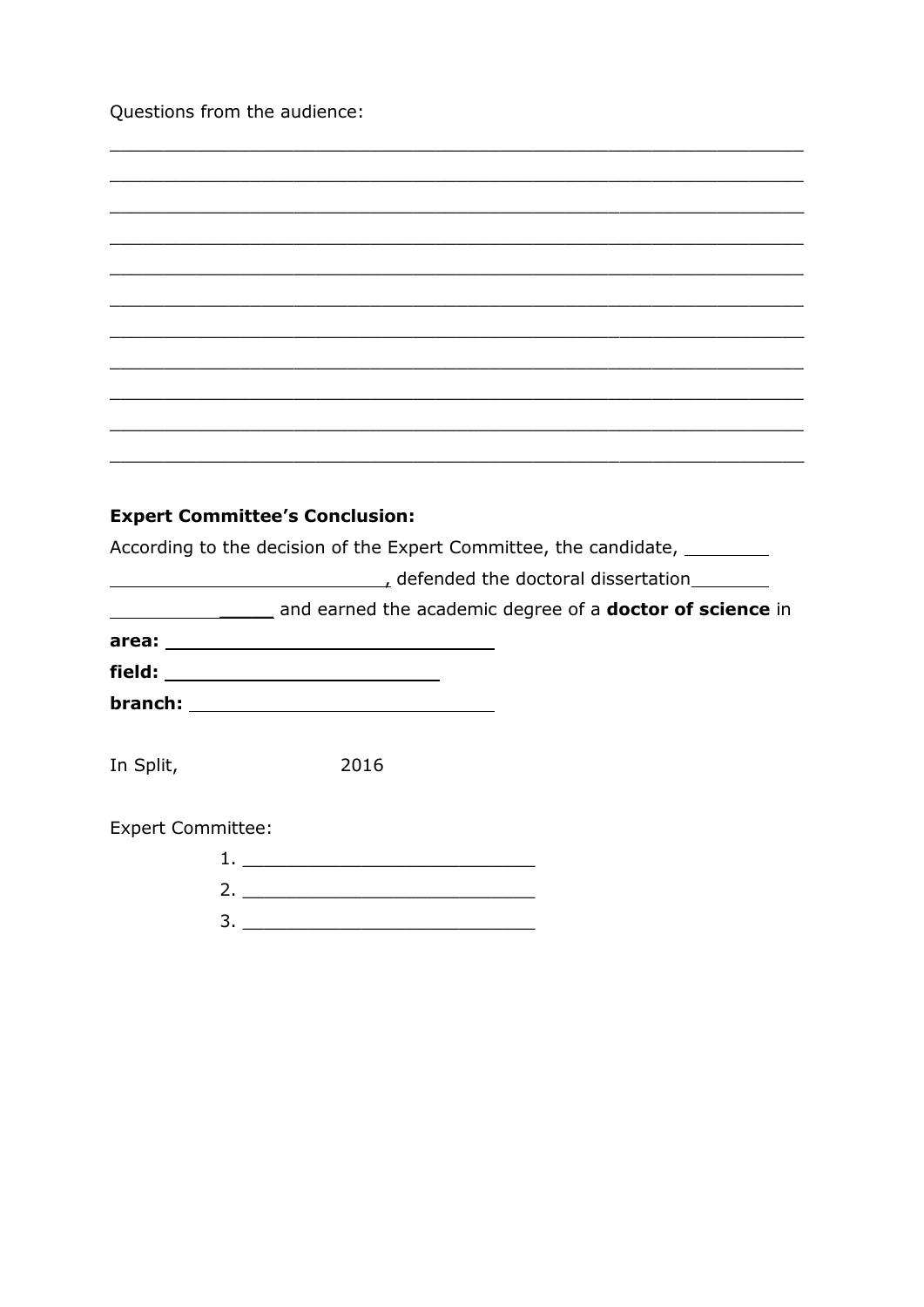Questions from the audience:

_______________________________________________________________

_______________________________________________________________

_______________________________________________________________

_______________________________________________________________

_______________________________________________________________

_______________________________________________________________

_______________________________________________________________

_______________________________________________________________

_______________________________________________________________

_______________________________________________________________

_______________________________________________________________

**Expert Committee's Conclusion:**

According to the decision of the Expert Committee, the candidate, ________ __________________________, defended the doctoral dissertation________ _______________ and earned the academic degree of a **doctor of science** in

**area:** ______________________________

**field:** _________________________

**branch:** ____________________________

In Split, 2016

Expert Committee:

1. ___________________________
2. ___________________________
3. ___________________________